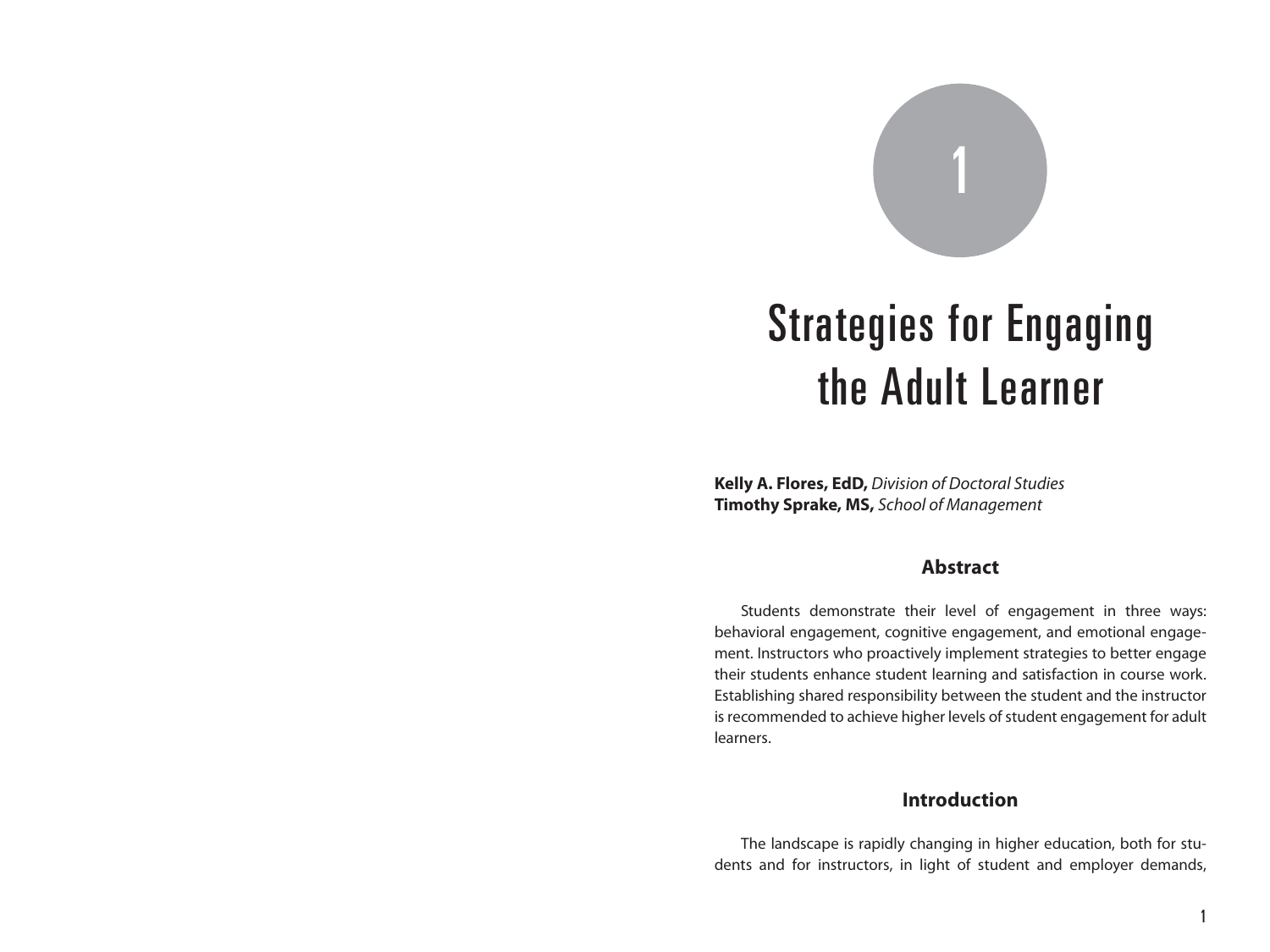1

# Strategies for Engaging the Adult Learner

**Kelly A. Flores, EdD,** *Division of Doctoral Studies*
**Timothy Sprake, MS,** *School of Management*

## Abstract

Students demonstrate their level of engagement in three ways: behavioral engagement, cognitive engagement, and emotional engagement. Instructors who proactively implement strategies to better engage their students enhance student learning and satisfaction in course work. Establishing shared responsibility between the student and the instructor is recommended to achieve higher levels of student engagement for adult learners.

## Introduction

The landscape is rapidly changing in higher education, both for students and for instructors, in light of student and employer demands,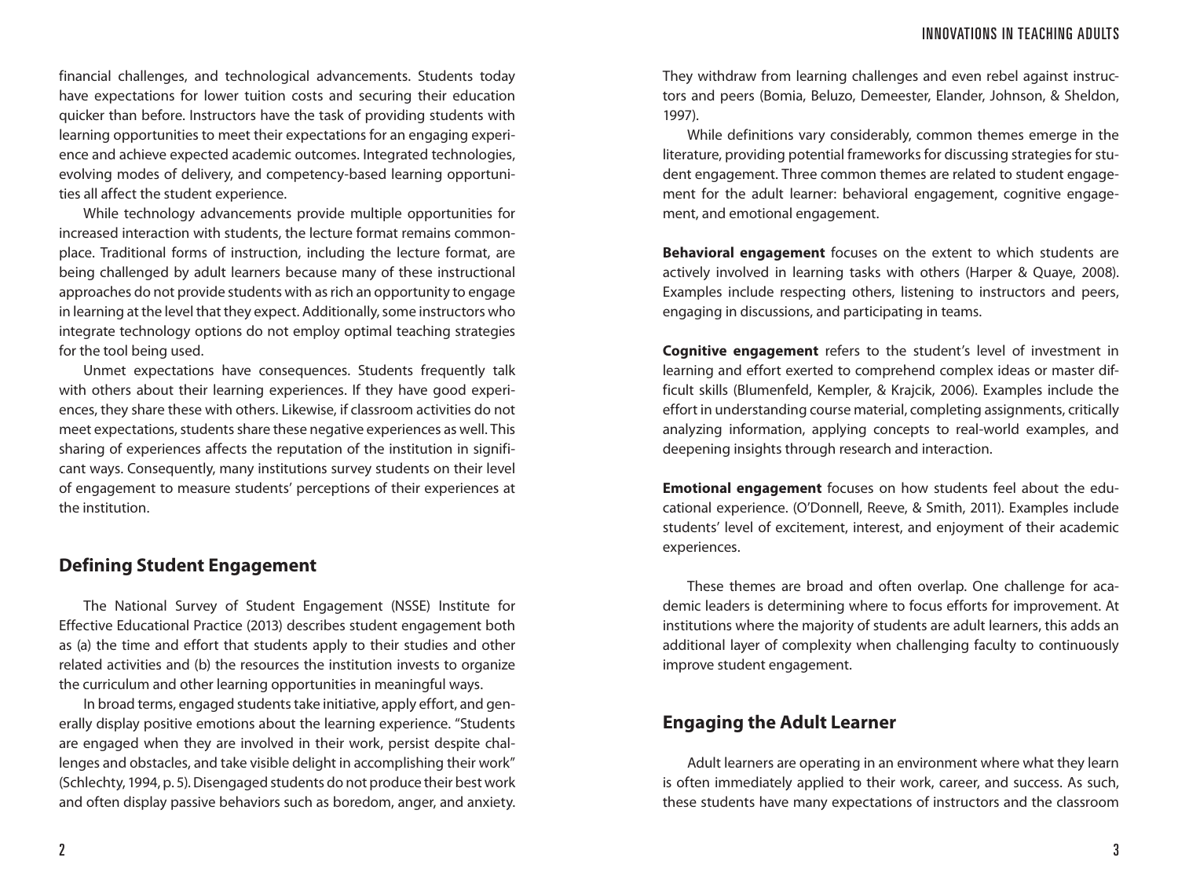financial challenges, and technological advancements. Students today have expectations for lower tuition costs and securing their education quicker than before. Instructors have the task of providing students with learning opportunities to meet their expectations for an engaging experience and achieve expected academic outcomes. Integrated technologies, evolving modes of delivery, and competency-based learning opportunities all affect the student experience.

While technology advancements provide multiple opportunities for increased interaction with students, the lecture format remains commonplace. Traditional forms of instruction, including the lecture format, are being challenged by adult learners because many of these instructional approaches do not provide students with as rich an opportunity to engage in learning at the level that they expect. Additionally, some instructors who integrate technology options do not employ optimal teaching strategies for the tool being used.

Unmet expectations have consequences. Students frequently talk with others about their learning experiences. If they have good experiences, they share these with others. Likewise, if classroom activities do not meet expectations, students share these negative experiences as well. This sharing of experiences affects the reputation of the institution in significant ways. Consequently, many institutions survey students on their level of engagement to measure students' perceptions of their experiences at the institution.

## Defining Student Engagement

The National Survey of Student Engagement (NSSE) Institute for Effective Educational Practice (2013) describes student engagement both as (a) the time and effort that students apply to their studies and other related activities and (b) the resources the institution invests to organize the curriculum and other learning opportunities in meaningful ways.

In broad terms, engaged students take initiative, apply effort, and generally display positive emotions about the learning experience. "Students are engaged when they are involved in their work, persist despite challenges and obstacles, and take visible delight in accomplishing their work" (Schlechty, 1994, p. 5). Disengaged students do not produce their best work and often display passive behaviors such as boredom, anger, and anxiety. They withdraw from learning challenges and even rebel against instructors and peers (Bomia, Beluzo, Demeester, Elander, Johnson, & Sheldon, 1997).

While definitions vary considerably, common themes emerge in the literature, providing potential frameworks for discussing strategies for student engagement. Three common themes are related to student engagement for the adult learner: behavioral engagement, cognitive engagement, and emotional engagement.

**Behavioral engagement** focuses on the extent to which students are actively involved in learning tasks with others (Harper & Quaye, 2008). Examples include respecting others, listening to instructors and peers, engaging in discussions, and participating in teams.

**Cognitive engagement** refers to the student's level of investment in learning and effort exerted to comprehend complex ideas or master difficult skills (Blumenfeld, Kempler, & Krajcik, 2006). Examples include the effort in understanding course material, completing assignments, critically analyzing information, applying concepts to real-world examples, and deepening insights through research and interaction.

**Emotional engagement** focuses on how students feel about the educational experience. (O'Donnell, Reeve, & Smith, 2011). Examples include students' level of excitement, interest, and enjoyment of their academic experiences.

These themes are broad and often overlap. One challenge for academic leaders is determining where to focus efforts for improvement. At institutions where the majority of students are adult learners, this adds an additional layer of complexity when challenging faculty to continuously improve student engagement.

## Engaging the Adult Learner

Adult learners are operating in an environment where what they learn is often immediately applied to their work, career, and success. As such, these students have many expectations of instructors and the classroom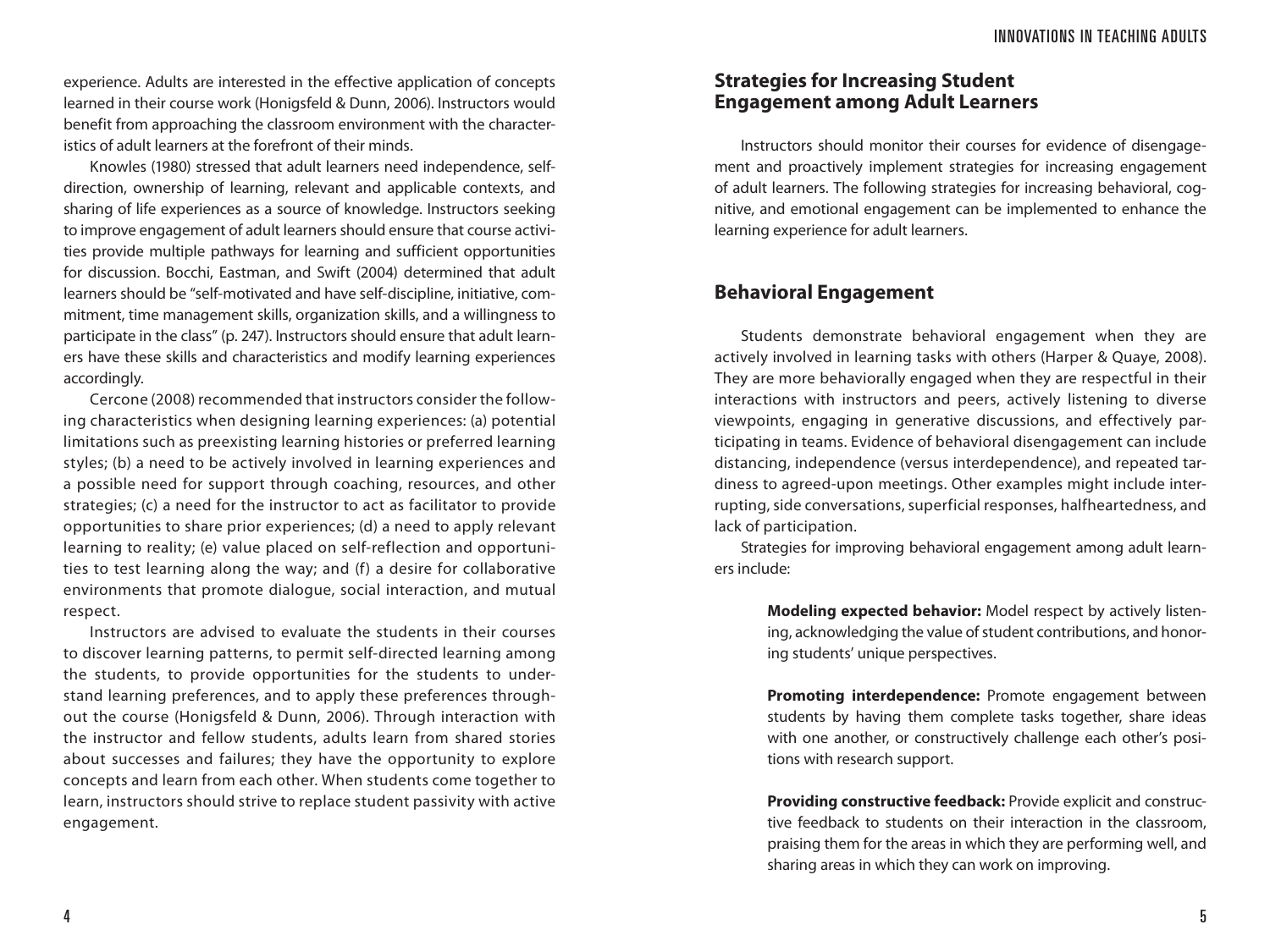experience. Adults are interested in the effective application of concepts learned in their course work (Honigsfeld & Dunn, 2006). Instructors would benefit from approaching the classroom environment with the characteristics of adult learners at the forefront of their minds.

Knowles (1980) stressed that adult learners need independence, self-direction, ownership of learning, relevant and applicable contexts, and sharing of life experiences as a source of knowledge. Instructors seeking to improve engagement of adult learners should ensure that course activities provide multiple pathways for learning and sufficient opportunities for discussion. Bocchi, Eastman, and Swift (2004) determined that adult learners should be "self-motivated and have self-discipline, initiative, commitment, time management skills, organization skills, and a willingness to participate in the class" (p. 247). Instructors should ensure that adult learners have these skills and characteristics and modify learning experiences accordingly.

Cercone (2008) recommended that instructors consider the following characteristics when designing learning experiences: (a) potential limitations such as preexisting learning histories or preferred learning styles; (b) a need to be actively involved in learning experiences and a possible need for support through coaching, resources, and other strategies; (c) a need for the instructor to act as facilitator to provide opportunities to share prior experiences; (d) a need to apply relevant learning to reality; (e) value placed on self-reflection and opportunities to test learning along the way; and (f) a desire for collaborative environments that promote dialogue, social interaction, and mutual respect.

Instructors are advised to evaluate the students in their courses to discover learning patterns, to permit self-directed learning among the students, to provide opportunities for the students to understand learning preferences, and to apply these preferences throughout the course (Honigsfeld & Dunn, 2006). Through interaction with the instructor and fellow students, adults learn from shared stories about successes and failures; they have the opportunity to explore concepts and learn from each other. When students come together to learn, instructors should strive to replace student passivity with active engagement.

## Strategies for Increasing Student Engagement among Adult Learners

Instructors should monitor their courses for evidence of disengagement and proactively implement strategies for increasing engagement of adult learners. The following strategies for increasing behavioral, cognitive, and emotional engagement can be implemented to enhance the learning experience for adult learners.

## Behavioral Engagement

Students demonstrate behavioral engagement when they are actively involved in learning tasks with others (Harper & Quaye, 2008). They are more behaviorally engaged when they are respectful in their interactions with instructors and peers, actively listening to diverse viewpoints, engaging in generative discussions, and effectively participating in teams. Evidence of behavioral disengagement can include distancing, independence (versus interdependence), and repeated tardiness to agreed-upon meetings. Other examples might include interrupting, side conversations, superficial responses, halfheartedness, and lack of participation.

Strategies for improving behavioral engagement among adult learners include:

**Modeling expected behavior:** Model respect by actively listening, acknowledging the value of student contributions, and honoring students' unique perspectives.

**Promoting interdependence:** Promote engagement between students by having them complete tasks together, share ideas with one another, or constructively challenge each other's positions with research support.

**Providing constructive feedback:** Provide explicit and constructive feedback to students on their interaction in the classroom, praising them for the areas in which they are performing well, and sharing areas in which they can work on improving.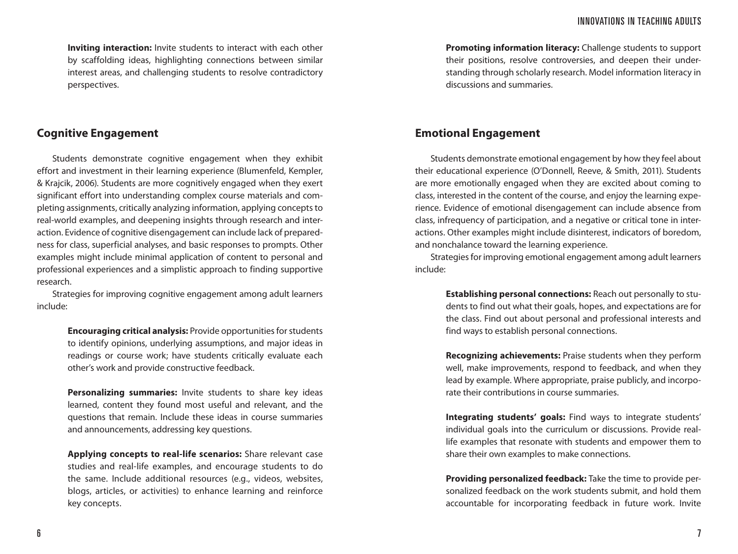**Inviting interaction:** Invite students to interact with each other by scaffolding ideas, highlighting connections between similar interest areas, and challenging students to resolve contradictory perspectives.

## Cognitive Engagement

Students demonstrate cognitive engagement when they exhibit effort and investment in their learning experience (Blumenfeld, Kempler, & Krajcik, 2006). Students are more cognitively engaged when they exert significant effort into understanding complex course materials and completing assignments, critically analyzing information, applying concepts to real-world examples, and deepening insights through research and interaction. Evidence of cognitive disengagement can include lack of preparedness for class, superficial analyses, and basic responses to prompts. Other examples might include minimal application of content to personal and professional experiences and a simplistic approach to finding supportive research.

Strategies for improving cognitive engagement among adult learners include:

**Encouraging critical analysis:** Provide opportunities for students to identify opinions, underlying assumptions, and major ideas in readings or course work; have students critically evaluate each other's work and provide constructive feedback.

**Personalizing summaries:** Invite students to share key ideas learned, content they found most useful and relevant, and the questions that remain. Include these ideas in course summaries and announcements, addressing key questions.

**Applying concepts to real-life scenarios:** Share relevant case studies and real-life examples, and encourage students to do the same. Include additional resources (e.g., videos, websites, blogs, articles, or activities) to enhance learning and reinforce key concepts.

**Promoting information literacy:** Challenge students to support their positions, resolve controversies, and deepen their understanding through scholarly research. Model information literacy in discussions and summaries.

## Emotional Engagement

Students demonstrate emotional engagement by how they feel about their educational experience (O'Donnell, Reeve, & Smith, 2011). Students are more emotionally engaged when they are excited about coming to class, interested in the content of the course, and enjoy the learning experience. Evidence of emotional disengagement can include absence from class, infrequency of participation, and a negative or critical tone in interactions. Other examples might include disinterest, indicators of boredom, and nonchalance toward the learning experience.

Strategies for improving emotional engagement among adult learners include:

**Establishing personal connections:** Reach out personally to students to find out what their goals, hopes, and expectations are for the class. Find out about personal and professional interests and find ways to establish personal connections.

**Recognizing achievements:** Praise students when they perform well, make improvements, respond to feedback, and when they lead by example. Where appropriate, praise publicly, and incorporate their contributions in course summaries.

**Integrating students' goals:** Find ways to integrate students' individual goals into the curriculum or discussions. Provide real-life examples that resonate with students and empower them to share their own examples to make connections.

**Providing personalized feedback:** Take the time to provide personalized feedback on the work students submit, and hold them accountable for incorporating feedback in future work. Invite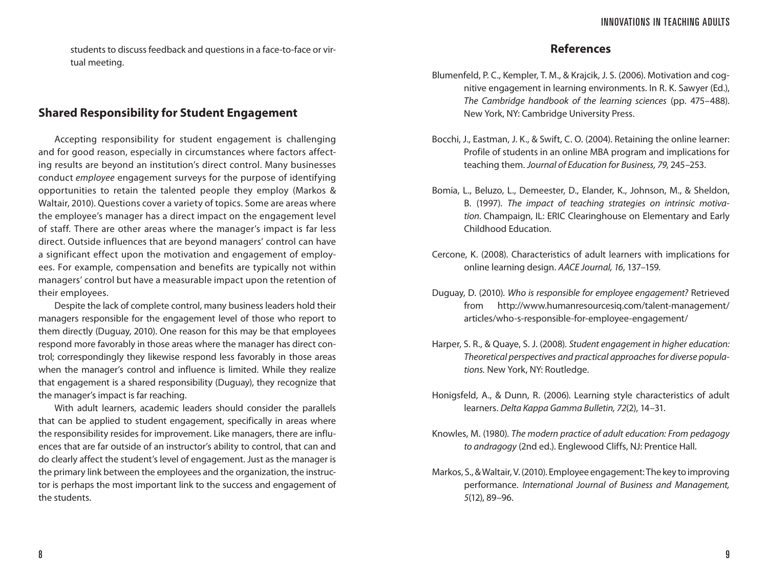students to discuss feedback and questions in a face-to-face or virtual meeting.

## Shared Responsibility for Student Engagement

Accepting responsibility for student engagement is challenging and for good reason, especially in circumstances where factors affecting results are beyond an institution's direct control. Many businesses conduct *employee* engagement surveys for the purpose of identifying opportunities to retain the talented people they employ (Markos & Waltair, 2010). Questions cover a variety of topics. Some are areas where the employee's manager has a direct impact on the engagement level of staff. There are other areas where the manager's impact is far less direct. Outside influences that are beyond managers' control can have a significant effect upon the motivation and engagement of employees. For example, compensation and benefits are typically not within managers' control but have a measurable impact upon the retention of their employees.

Despite the lack of complete control, many business leaders hold their managers responsible for the engagement level of those who report to them directly (Duguay, 2010). One reason for this may be that employees respond more favorably in those areas where the manager has direct control; correspondingly they likewise respond less favorably in those areas when the manager's control and influence is limited. While they realize that engagement is a shared responsibility (Duguay), they recognize that the manager's impact is far reaching.

With adult learners, academic leaders should consider the parallels that can be applied to student engagement, specifically in areas where the responsibility resides for improvement. Like managers, there are influences that are far outside of an instructor's ability to control, that can and do clearly affect the student's level of engagement. Just as the manager is the primary link between the employees and the organization, the instructor is perhaps the most important link to the success and engagement of the students.

## References

Blumenfeld, P. C., Kempler, T. M., & Krajcik, J. S. (2006). Motivation and cognitive engagement in learning environments. In R. K. Sawyer (Ed.), *The Cambridge handbook of the learning sciences* (pp. 475–488). New York, NY: Cambridge University Press.

Bocchi, J., Eastman, J. K., & Swift, C. O. (2004). Retaining the online learner: Profile of students in an online MBA program and implications for teaching them. *Journal of Education for Business, 79*, 245–253.

Bomia, L., Beluzo, L., Demeester, D., Elander, K., Johnson, M., & Sheldon, B. (1997). *The impact of teaching strategies on intrinsic motivation.* Champaign, IL: ERIC Clearinghouse on Elementary and Early Childhood Education.

Cercone, K. (2008). Characteristics of adult learners with implications for online learning design. *AACE Journal, 16*, 137–159.

Duguay, D. (2010). *Who is responsible for employee engagement?* Retrieved from http://www.humanresourcesiq.com/talent-management/articles/who-s-responsible-for-employee-engagement/

Harper, S. R., & Quaye, S. J. (2008). *Student engagement in higher education: Theoretical perspectives and practical approaches for diverse populations.* New York, NY: Routledge.

Honigsfeld, A., & Dunn, R. (2006). Learning style characteristics of adult learners. *Delta Kappa Gamma Bulletin, 72*(2), 14–31.

Knowles, M. (1980). *The modern practice of adult education: From pedagogy to andragogy* (2nd ed.). Englewood Cliffs, NJ: Prentice Hall.

Markos, S., & Waltair, V. (2010). Employee engagement: The key to improving performance. *International Journal of Business and Management, 5*(12), 89–96.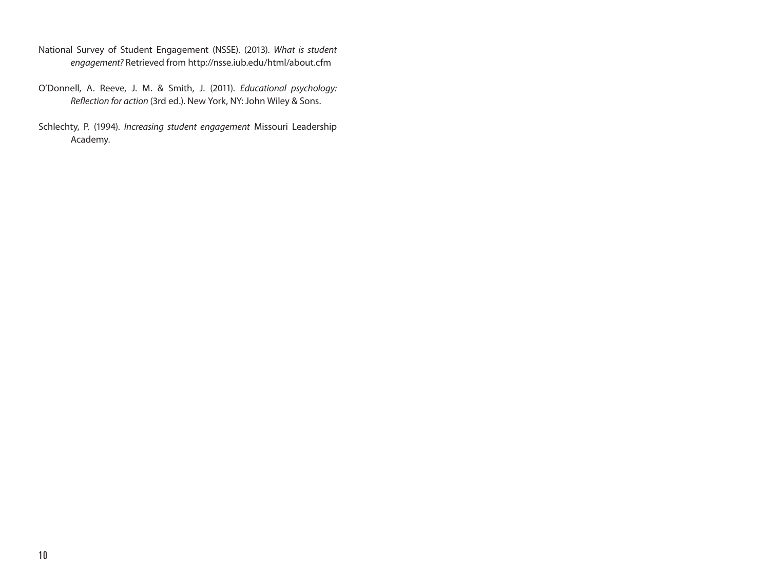National Survey of Student Engagement (NSSE). (2013). *What is student engagement?* Retrieved from http://nsse.iub.edu/html/about.cfm

O'Donnell, A. Reeve, J. M. & Smith, J. (2011). *Educational psychology: Reflection for action* (3rd ed.). New York, NY: John Wiley & Sons.

Schlechty, P. (1994). *Increasing student engagement* Missouri Leadership Academy.